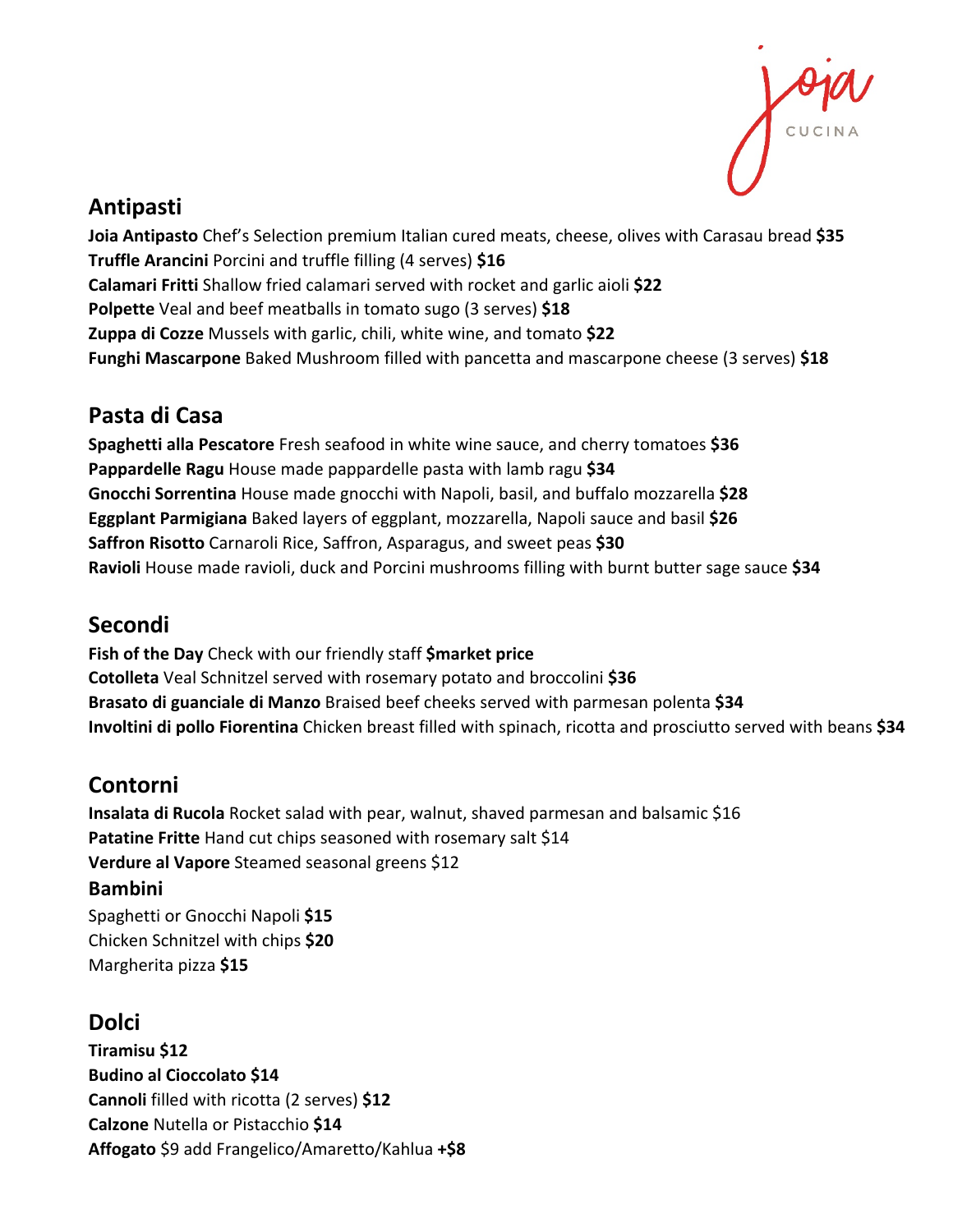joia CUCINA

## Antipasti

**Joia Antipasto** Chef's Selection premium Italian cured meats, cheese, olives with Carasau bread **$35**
**Truffle Arancini** Porcini and truffle filling (4 serves) **$16**
**Calamari Fritti** Shallow fried calamari served with rocket and garlic aioli **$22**
**Polpette** Veal and beef meatballs in tomato sugo (3 serves) **$18**
**Zuppa di Cozze** Mussels with garlic, chili, white wine, and tomato **$22**
**Funghi Mascarpone** Baked Mushroom filled with pancetta and mascarpone cheese (3 serves) **$18**

## Pasta di Casa

**Spaghetti alla Pescatore** Fresh seafood in white wine sauce, and cherry tomatoes **$36**
**Pappardelle Ragu** House made pappardelle pasta with lamb ragu **$34**
**Gnocchi Sorrentina** House made gnocchi with Napoli, basil, and buffalo mozzarella **$28**
**Eggplant Parmigiana** Baked layers of eggplant, mozzarella, Napoli sauce and basil **$26**
**Saffron Risotto** Carnaroli Rice, Saffron, Asparagus, and sweet peas **$30**
**Ravioli** House made ravioli, duck and Porcini mushrooms filling with burnt butter sage sauce **$34**

## Secondi

**Fish of the Day** Check with our friendly staff **$market price**
**Cotolleta** Veal Schnitzel served with rosemary potato and broccolini **$36**
**Brasato di guanciale di Manzo** Braised beef cheeks served with parmesan polenta **$34**
**Involtini di pollo Fiorentina** Chicken breast filled with spinach, ricotta and prosciutto served with beans **$34**

## Contorni

**Insalata di Rucola** Rocket salad with pear, walnut, shaved parmesan and balsamic $16
**Patatine Fritte** Hand cut chips seasoned with rosemary salt $14
**Verdure al Vapore** Steamed seasonal greens $12

### Bambini

Spaghetti or Gnocchi Napoli **$15**
Chicken Schnitzel with chips **$20**
Margherita pizza **$15**

## Dolci

**Tiramisu $12**
**Budino al Cioccolato $14**
**Cannoli** filled with ricotta (2 serves) **$12**
**Calzone** Nutella or Pistacchio **$14**
**Affogato** $9 add Frangelico/Amaretto/Kahlua **+$8**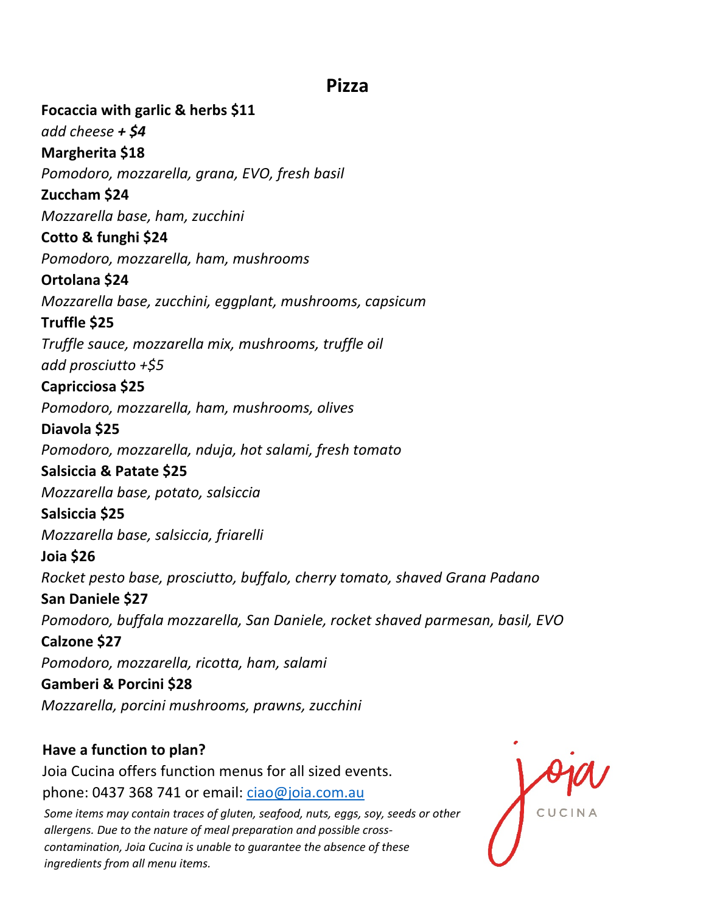## Pizza

**Focaccia with garlic & herbs $11**

*add cheese **+ $4***

**Margherita $18**

*Pomodoro, mozzarella, grana, EVO, fresh basil*

**Zuccham $24**

*Mozzarella base, ham, zucchini*

**Cotto & funghi $24**

*Pomodoro, mozzarella, ham, mushrooms*

**Ortolana $24**

*Mozzarella base, zucchini, eggplant, mushrooms, capsicum*

**Truffle $25**

*Truffle sauce, mozzarella mix, mushrooms, truffle oil*

*add prosciutto +$5*

**Capricciosa $25**

*Pomodoro, mozzarella, ham, mushrooms, olives*

**Diavola $25**

*Pomodoro, mozzarella, nduja, hot salami, fresh tomato*

**Salsiccia & Patate $25**

*Mozzarella base, potato, salsiccia*

**Salsiccia $25**

*Mozzarella base, salsiccia, friarelli*

**Joia $26**

*Rocket pesto base, prosciutto, buffalo, cherry tomato, shaved Grana Padano*

**San Daniele $27**

*Pomodoro, buffala mozzarella, San Daniele, rocket shaved parmesan, basil, EVO*

**Calzone $27**

*Pomodoro, mozzarella, ricotta, ham, salami*

**Gamberi & Porcini $28**

*Mozzarella, porcini mushrooms, prawns, zucchini*

**Have a function to plan?**

Joia Cucina offers function menus for all sized events.

phone: 0437 368 741 or email: ciao@joia.com.au

*Some items may contain traces of gluten, seafood, nuts, eggs, soy, seeds or other allergens. Due to the nature of meal preparation and possible cross-contamination, Joia Cucina is unable to guarantee the absence of these ingredients from all menu items.*

joia CUCINA